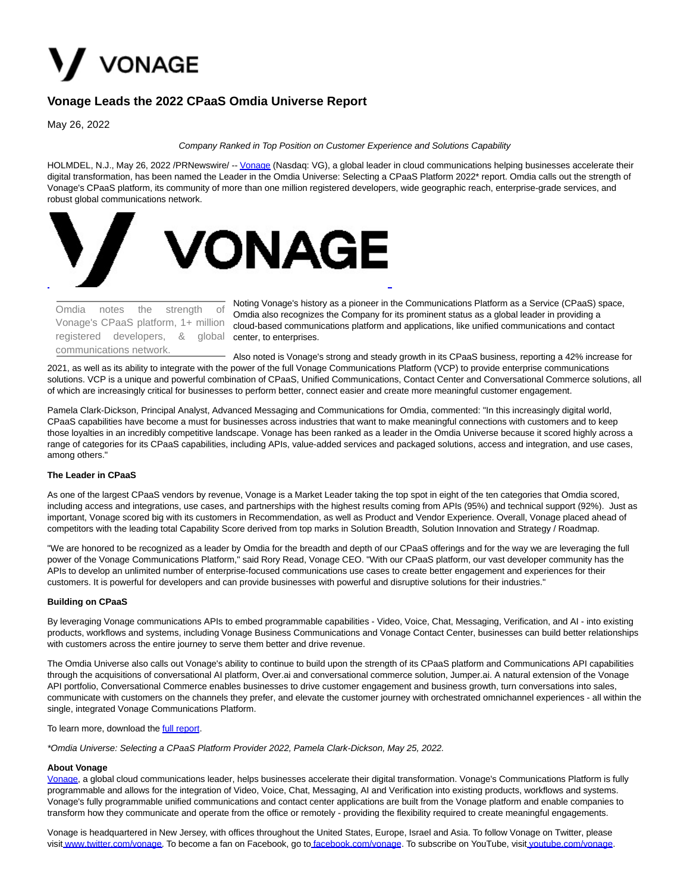# Vonage Leads the 2022 CPaaS Omdia Universe Report

May 26, 2022

*Company Ranked in Top Position on Customer Experience and Solutions Capability*

HOLMDEL, N.J., May 26, 2022 /PRNewswire/ -- Vonage (Nasdaq: VG), a global leader in cloud communications helping businesses accelerate their digital transformation, has been named the Leader in the Omdia Universe: Selecting a CPaaS Platform 2022* report. Omdia calls out the strength of Vonage's CPaaS platform, its community of more than one million registered developers, wide geographic reach, enterprise-grade services, and robust global communications network.

Omdia notes the strength of Vonage's CPaaS platform, 1+ million registered developers, & global communications network.

Noting Vonage's history as a pioneer in the Communications Platform as a Service (CPaaS) space, Omdia also recognizes the Company for its prominent status as a global leader in providing a cloud-based communications platform and applications, like unified communications and contact center, to enterprises.

Also noted is Vonage's strong and steady growth in its CPaaS business, reporting a 42% increase for 2021, as well as its ability to integrate with the power of the full Vonage Communications Platform (VCP) to provide enterprise communications solutions. VCP is a unique and powerful combination of CPaaS, Unified Communications, Contact Center and Conversational Commerce solutions, all of which are increasingly critical for businesses to perform better, connect easier and create more meaningful customer engagement.

Pamela Clark-Dickson, Principal Analyst, Advanced Messaging and Communications for Omdia, commented: "In this increasingly digital world, CPaaS capabilities have become a must for businesses across industries that want to make meaningful connections with customers and to keep those loyalties in an incredibly competitive landscape. Vonage has been ranked as a leader in the Omdia Universe because it scored highly across a range of categories for its CPaaS capabilities, including APIs, value-added services and packaged solutions, access and integration, and use cases, among others."

**The Leader in CPaaS**

As one of the largest CPaaS vendors by revenue, Vonage is a Market Leader taking the top spot in eight of the ten categories that Omdia scored, including access and integrations, use cases, and partnerships with the highest results coming from APIs (95%) and technical support (92%). Just as important, Vonage scored big with its customers in Recommendation, as well as Product and Vendor Experience. Overall, Vonage placed ahead of competitors with the leading total Capability Score derived from top marks in Solution Breadth, Solution Innovation and Strategy / Roadmap.

"We are honored to be recognized as a leader by Omdia for the breadth and depth of our CPaaS offerings and for the way we are leveraging the full power of the Vonage Communications Platform," said Rory Read, Vonage CEO. "With our CPaaS platform, our vast developer community has the APIs to develop an unlimited number of enterprise-focused communications use cases to create better engagement and experiences for their customers. It is powerful for developers and can provide businesses with powerful and disruptive solutions for their industries."

**Building on CPaaS**

By leveraging Vonage communications APIs to embed programmable capabilities - Video, Voice, Chat, Messaging, Verification, and AI - into existing products, workflows and systems, including Vonage Business Communications and Vonage Contact Center, businesses can build better relationships with customers across the entire journey to serve them better and drive revenue.

The Omdia Universe also calls out Vonage's ability to continue to build upon the strength of its CPaaS platform and Communications API capabilities through the acquisitions of conversational AI platform, Over.ai and conversational commerce solution, Jumper.ai. A natural extension of the Vonage API portfolio, Conversational Commerce enables businesses to drive customer engagement and business growth, turn conversations into sales, communicate with customers on the channels they prefer, and elevate the customer journey with orchestrated omnichannel experiences - all within the single, integrated Vonage Communications Platform.

To learn more, download the full report.

*\*Omdia Universe: Selecting a CPaaS Platform Provider 2022, Pamela Clark-Dickson, May 25, 2022.*

**About Vonage**

Vonage, a global cloud communications leader, helps businesses accelerate their digital transformation. Vonage's Communications Platform is fully programmable and allows for the integration of Video, Voice, Chat, Messaging, AI and Verification into existing products, workflows and systems. Vonage's fully programmable unified communications and contact center applications are built from the Vonage platform and enable companies to transform how they communicate and operate from the office or remotely - providing the flexibility required to create meaningful engagements.

Vonage is headquartered in New Jersey, with offices throughout the United States, Europe, Israel and Asia. To follow Vonage on Twitter, please visit www.twitter.com/vonage. To become a fan on Facebook, go to facebook.com/vonage. To subscribe on YouTube, visit youtube.com/vonage.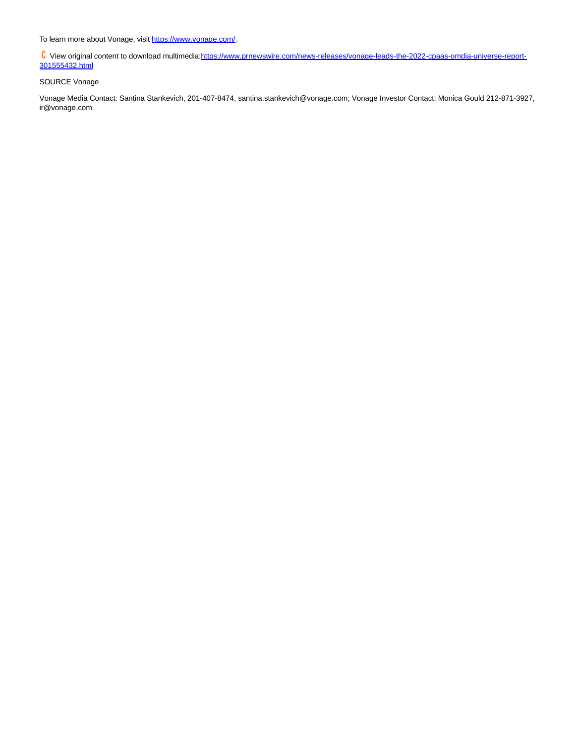To learn more about Vonage, visit https://www.vonage.com/.

View original content to download multimedia:https://www.prnewswire.com/news-releases/vonage-leads-the-2022-cpaas-omdia-universe-report-301555432.html

SOURCE Vonage

Vonage Media Contact: Santina Stankevich, 201-407-8474, santina.stankevich@vonage.com; Vonage Investor Contact: Monica Gould 212-871-3927, ir@vonage.com